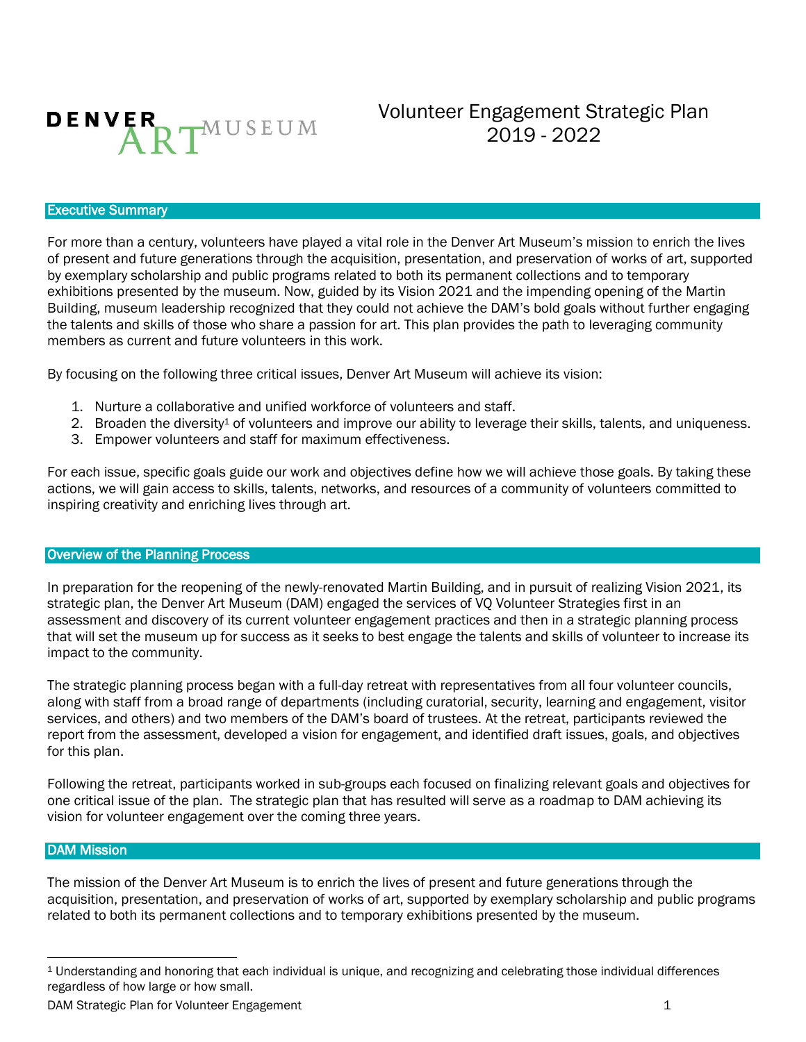DENVER ART MUSEUM

# Volunteer Engagement Strategic Plan 2019 - 2022

## Executive Summary

For more than a century, volunteers have played a vital role in the Denver Art Museum's mission to enrich the lives of present and future generations through the acquisition, presentation, and preservation of works of art, supported by exemplary scholarship and public programs related to both its permanent collections and to temporary exhibitions presented by the museum. Now, guided by its Vision 2021 and the impending opening of the Martin Building, museum leadership recognized that they could not achieve the DAM's bold goals without further engaging the talents and skills of those who share a passion for art. This plan provides the path to leveraging community members as current and future volunteers in this work.

By focusing on the following three critical issues, Denver Art Museum will achieve its vision:

1. Nurture a collaborative and unified workforce of volunteers and staff.
2. Broaden the diversity[1] of volunteers and improve our ability to leverage their skills, talents, and uniqueness.
3. Empower volunteers and staff for maximum effectiveness.

For each issue, specific goals guide our work and objectives define how we will achieve those goals. By taking these actions, we will gain access to skills, talents, networks, and resources of a community of volunteers committed to inspiring creativity and enriching lives through art.

## Overview of the Planning Process

In preparation for the reopening of the newly-renovated Martin Building, and in pursuit of realizing Vision 2021, its strategic plan, the Denver Art Museum (DAM) engaged the services of VQ Volunteer Strategies first in an assessment and discovery of its current volunteer engagement practices and then in a strategic planning process that will set the museum up for success as it seeks to best engage the talents and skills of volunteer to increase its impact to the community.

The strategic planning process began with a full-day retreat with representatives from all four volunteer councils, along with staff from a broad range of departments (including curatorial, security, learning and engagement, visitor services, and others) and two members of the DAM's board of trustees. At the retreat, participants reviewed the report from the assessment, developed a vision for engagement, and identified draft issues, goals, and objectives for this plan.

Following the retreat, participants worked in sub-groups each focused on finalizing relevant goals and objectives for one critical issue of the plan. The strategic plan that has resulted will serve as a roadmap to DAM achieving its vision for volunteer engagement over the coming three years.

## DAM Mission

The mission of the Denver Art Museum is to enrich the lives of present and future generations through the acquisition, presentation, and preservation of works of art, supported by exemplary scholarship and public programs related to both its permanent collections and to temporary exhibitions presented by the museum.

---

[1] Understanding and honoring that each individual is unique, and recognizing and celebrating those individual differences regardless of how large or how small.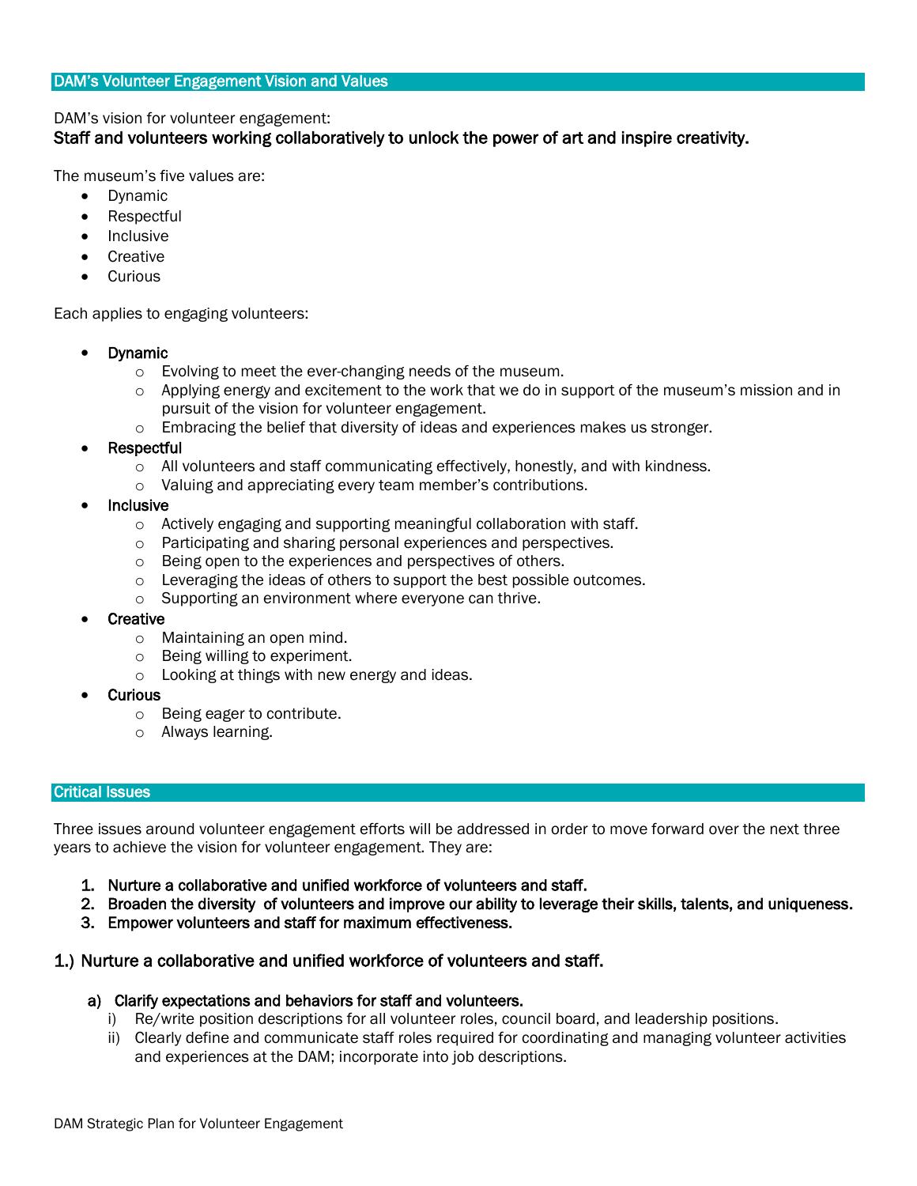## DAM's Volunteer Engagement Vision and Values

DAM's vision for volunteer engagement:

**Staff and volunteers working collaboratively to unlock the power of art and inspire creativity.**

The museum's five values are:

- Dynamic
- Respectful
- Inclusive
- Creative
- Curious

Each applies to engaging volunteers:

- **Dynamic**
  - Evolving to meet the ever-changing needs of the museum.
  - Applying energy and excitement to the work that we do in support of the museum's mission and in pursuit of the vision for volunteer engagement.
  - Embracing the belief that diversity of ideas and experiences makes us stronger.
- **Respectful**
  - All volunteers and staff communicating effectively, honestly, and with kindness.
  - Valuing and appreciating every team member's contributions.
- **Inclusive**
  - Actively engaging and supporting meaningful collaboration with staff.
  - Participating and sharing personal experiences and perspectives.
  - Being open to the experiences and perspectives of others.
  - Leveraging the ideas of others to support the best possible outcomes.
  - Supporting an environment where everyone can thrive.
- **Creative**
  - Maintaining an open mind.
  - Being willing to experiment.
  - Looking at things with new energy and ideas.
- **Curious**
  - Being eager to contribute.
  - Always learning.

## Critical Issues

Three issues around volunteer engagement efforts will be addressed in order to move forward over the next three years to achieve the vision for volunteer engagement. They are:

1. **Nurture a collaborative and unified workforce of volunteers and staff.**
2. **Broaden the diversity of volunteers and improve our ability to leverage their skills, talents, and uniqueness.**
3. **Empower volunteers and staff for maximum effectiveness.**

### 1.) Nurture a collaborative and unified workforce of volunteers and staff.

**a) Clarify expectations and behaviors for staff and volunteers.**

i) Re/write position descriptions for all volunteer roles, council board, and leadership positions.

ii) Clearly define and communicate staff roles required for coordinating and managing volunteer activities and experiences at the DAM; incorporate into job descriptions.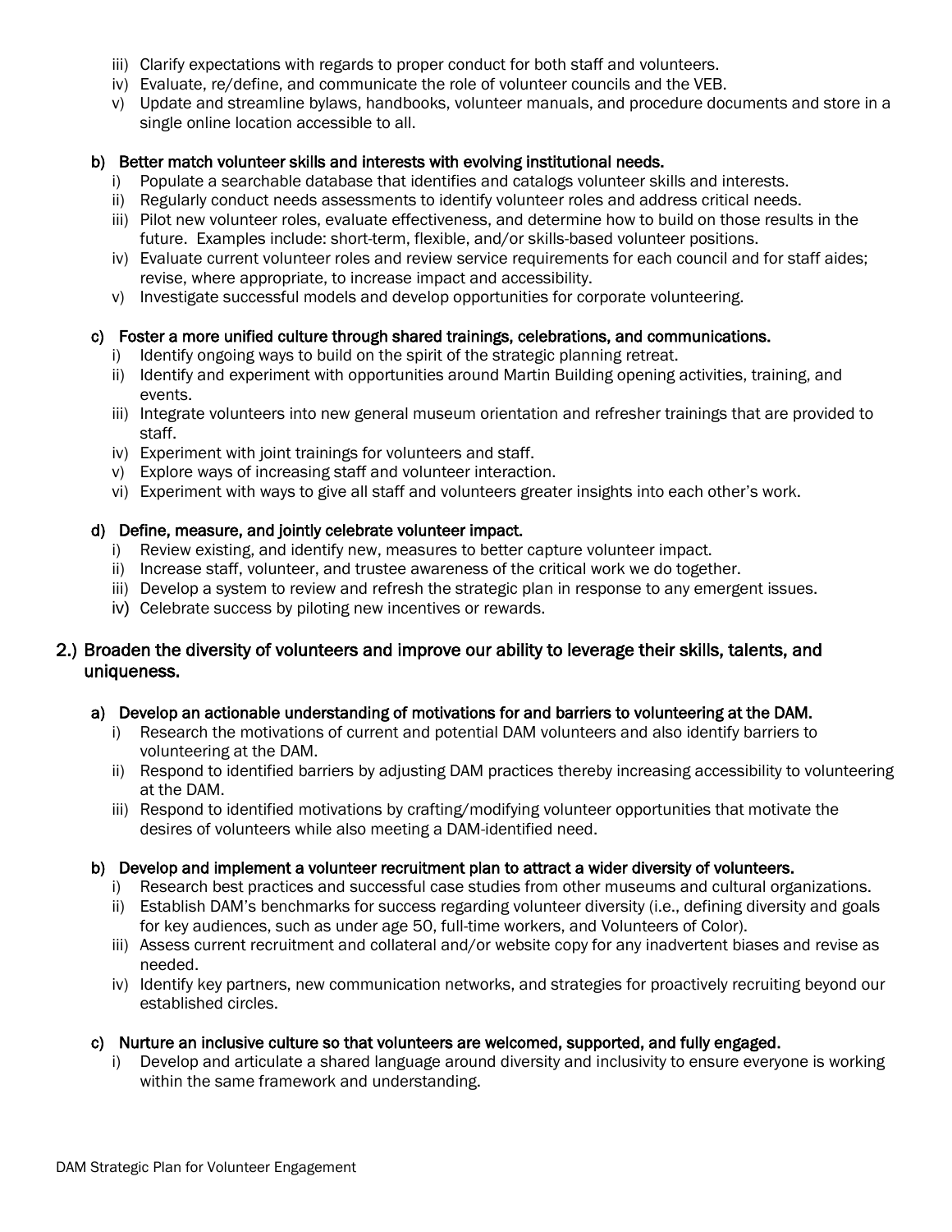iii) Clarify expectations with regards to proper conduct for both staff and volunteers.

iv) Evaluate, re/define, and communicate the role of volunteer councils and the VEB.

v) Update and streamline bylaws, handbooks, volunteer manuals, and procedure documents and store in a single online location accessible to all.

#### b) Better match volunteer skills and interests with evolving institutional needs.

i) Populate a searchable database that identifies and catalogs volunteer skills and interests.

ii) Regularly conduct needs assessments to identify volunteer roles and address critical needs.

iii) Pilot new volunteer roles, evaluate effectiveness, and determine how to build on those results in the future. Examples include: short-term, flexible, and/or skills-based volunteer positions.

iv) Evaluate current volunteer roles and review service requirements for each council and for staff aides; revise, where appropriate, to increase impact and accessibility.

v) Investigate successful models and develop opportunities for corporate volunteering.

#### c) Foster a more unified culture through shared trainings, celebrations, and communications.

i) Identify ongoing ways to build on the spirit of the strategic planning retreat.

ii) Identify and experiment with opportunities around Martin Building opening activities, training, and events.

iii) Integrate volunteers into new general museum orientation and refresher trainings that are provided to staff.

iv) Experiment with joint trainings for volunteers and staff.

v) Explore ways of increasing staff and volunteer interaction.

vi) Experiment with ways to give all staff and volunteers greater insights into each other's work.

#### d) Define, measure, and jointly celebrate volunteer impact.

i) Review existing, and identify new, measures to better capture volunteer impact.

ii) Increase staff, volunteer, and trustee awareness of the critical work we do together.

iii) Develop a system to review and refresh the strategic plan in response to any emergent issues.

iv) Celebrate success by piloting new incentives or rewards.

### 2.) Broaden the diversity of volunteers and improve our ability to leverage their skills, talents, and uniqueness.

#### a) Develop an actionable understanding of motivations for and barriers to volunteering at the DAM.

i) Research the motivations of current and potential DAM volunteers and also identify barriers to volunteering at the DAM.

ii) Respond to identified barriers by adjusting DAM practices thereby increasing accessibility to volunteering at the DAM.

iii) Respond to identified motivations by crafting/modifying volunteer opportunities that motivate the desires of volunteers while also meeting a DAM-identified need.

#### b) Develop and implement a volunteer recruitment plan to attract a wider diversity of volunteers.

i) Research best practices and successful case studies from other museums and cultural organizations.

ii) Establish DAM's benchmarks for success regarding volunteer diversity (i.e., defining diversity and goals for key audiences, such as under age 50, full-time workers, and Volunteers of Color).

iii) Assess current recruitment and collateral and/or website copy for any inadvertent biases and revise as needed.

iv) Identify key partners, new communication networks, and strategies for proactively recruiting beyond our established circles.

#### c) Nurture an inclusive culture so that volunteers are welcomed, supported, and fully engaged.

i) Develop and articulate a shared language around diversity and inclusivity to ensure everyone is working within the same framework and understanding.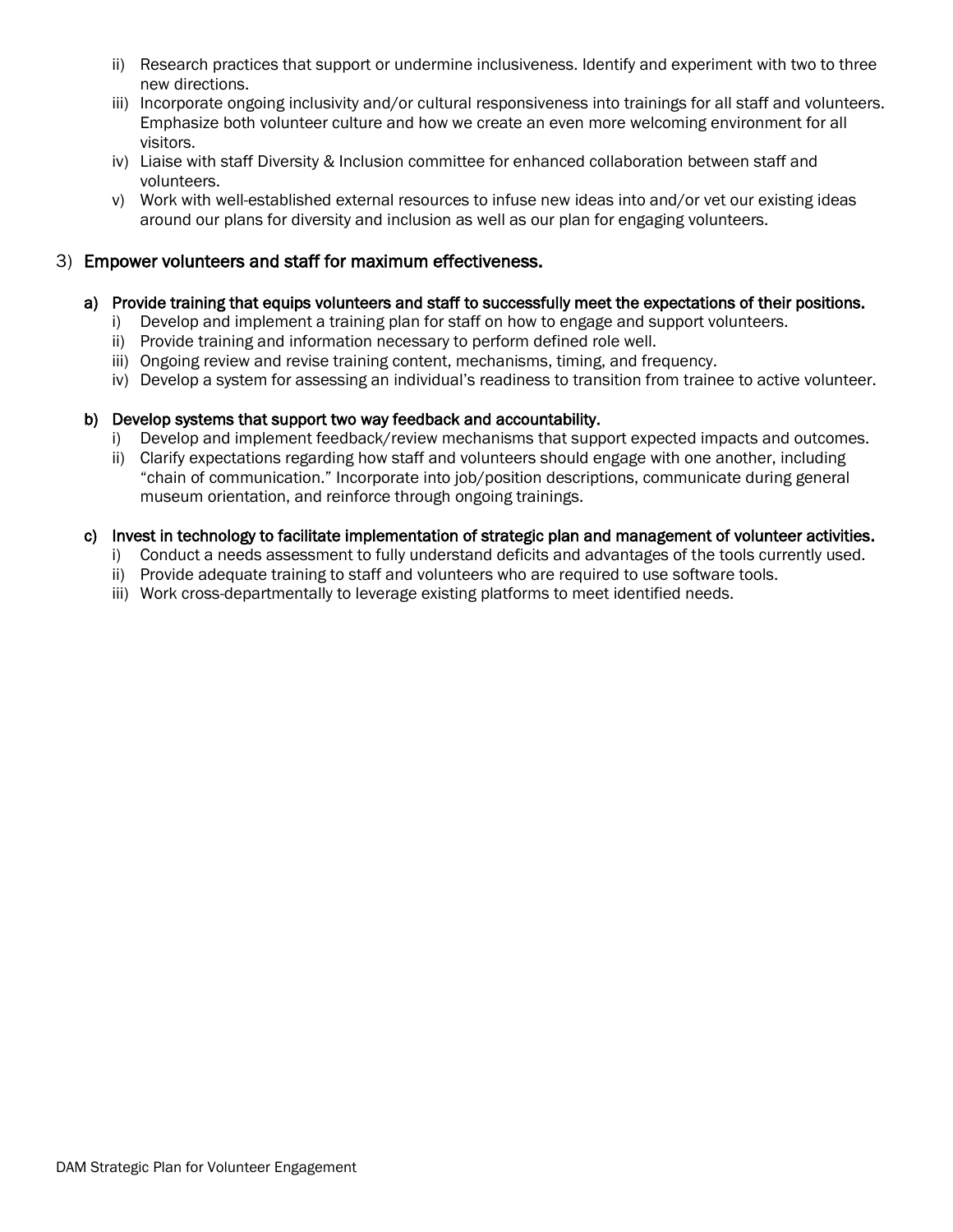- ii) Research practices that support or undermine inclusiveness. Identify and experiment with two to three new directions.
   - iii) Incorporate ongoing inclusivity and/or cultural responsiveness into trainings for all staff and volunteers. Emphasize both volunteer culture and how we create an even more welcoming environment for all visitors.
   - iv) Liaise with staff Diversity & Inclusion committee for enhanced collaboration between staff and volunteers.
   - v) Work with well-established external resources to infuse new ideas into and/or vet our existing ideas around our plans for diversity and inclusion as well as our plan for engaging volunteers.

3) **Empower volunteers and staff for maximum effectiveness.**

   **a) Provide training that equips volunteers and staff to successfully meet the expectations of their positions.**
   - i) Develop and implement a training plan for staff on how to engage and support volunteers.
   - ii) Provide training and information necessary to perform defined role well.
   - iii) Ongoing review and revise training content, mechanisms, timing, and frequency.
   - iv) Develop a system for assessing an individual's readiness to transition from trainee to active volunteer.

   **b) Develop systems that support two way feedback and accountability.**
   - i) Develop and implement feedback/review mechanisms that support expected impacts and outcomes.
   - ii) Clarify expectations regarding how staff and volunteers should engage with one another, including "chain of communication." Incorporate into job/position descriptions, communicate during general museum orientation, and reinforce through ongoing trainings.

   **c) Invest in technology to facilitate implementation of strategic plan and management of volunteer activities.**
   - i) Conduct a needs assessment to fully understand deficits and advantages of the tools currently used.
   - ii) Provide adequate training to staff and volunteers who are required to use software tools.
   - iii) Work cross-departmentally to leverage existing platforms to meet identified needs.